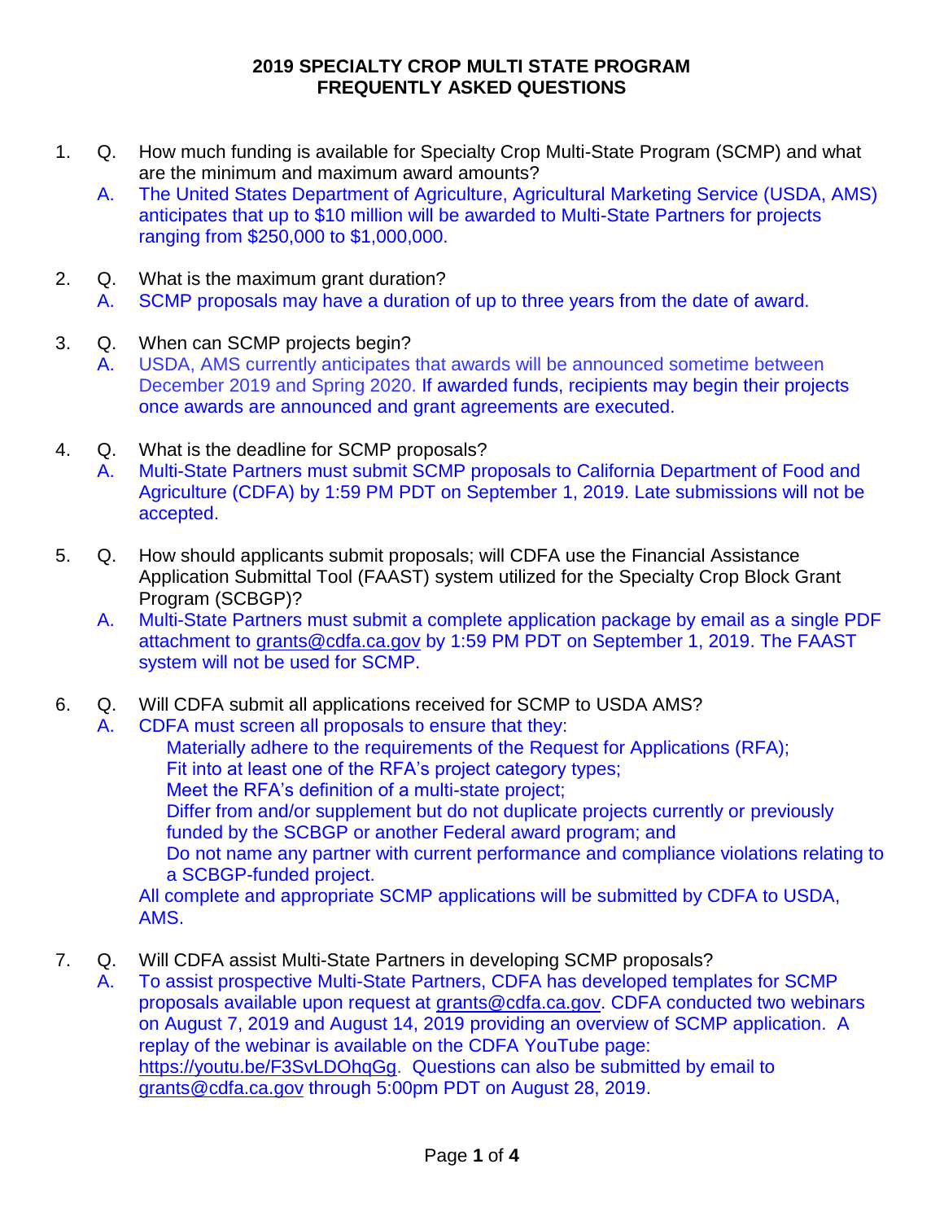# 2019 SPECIALTY CROP MULTI STATE PROGRAM
# FREQUENTLY ASKED QUESTIONS

1. Q. How much funding is available for Specialty Crop Multi-State Program (SCMP) and what are the minimum and maximum award amounts?

   A. The United States Department of Agriculture, Agricultural Marketing Service (USDA, AMS) anticipates that up to $10 million will be awarded to Multi-State Partners for projects ranging from $250,000 to $1,000,000.

2. Q. What is the maximum grant duration?

   A. SCMP proposals may have a duration of up to three years from the date of award.

3. Q. When can SCMP projects begin?

   A. USDA, AMS currently anticipates that awards will be announced sometime between December 2019 and Spring 2020. If awarded funds, recipients may begin their projects once awards are announced and grant agreements are executed.

4. Q. What is the deadline for SCMP proposals?

   A. Multi-State Partners must submit SCMP proposals to California Department of Food and Agriculture (CDFA) by 1:59 PM PDT on September 1, 2019. Late submissions will not be accepted.

5. Q. How should applicants submit proposals; will CDFA use the Financial Assistance Application Submittal Tool (FAAST) system utilized for the Specialty Crop Block Grant Program (SCBGP)?

   A. Multi-State Partners must submit a complete application package by email as a single PDF attachment to grants@cdfa.ca.gov by 1:59 PM PDT on September 1, 2019. The FAAST system will not be used for SCMP.

6. Q. Will CDFA submit all applications received for SCMP to USDA AMS?

   A. CDFA must screen all proposals to ensure that they:

      - Materially adhere to the requirements of the Request for Applications (RFA);
      - Fit into at least one of the RFA's project category types;
      - Meet the RFA's definition of a multi-state project;
      - Differ from and/or supplement but do not duplicate projects currently or previously funded by the SCBGP or another Federal award program; and
      - Do not name any partner with current performance and compliance violations relating to a SCBGP-funded project.

   All complete and appropriate SCMP applications will be submitted by CDFA to USDA, AMS.

7. Q. Will CDFA assist Multi-State Partners in developing SCMP proposals?

   A. To assist prospective Multi-State Partners, CDFA has developed templates for SCMP proposals available upon request at grants@cdfa.ca.gov. CDFA conducted two webinars on August 7, 2019 and August 14, 2019 providing an overview of SCMP application. A replay of the webinar is available on the CDFA YouTube page: https://youtu.be/F3SvLDOhqGg. Questions can also be submitted by email to grants@cdfa.ca.gov through 5:00pm PDT on August 28, 2019.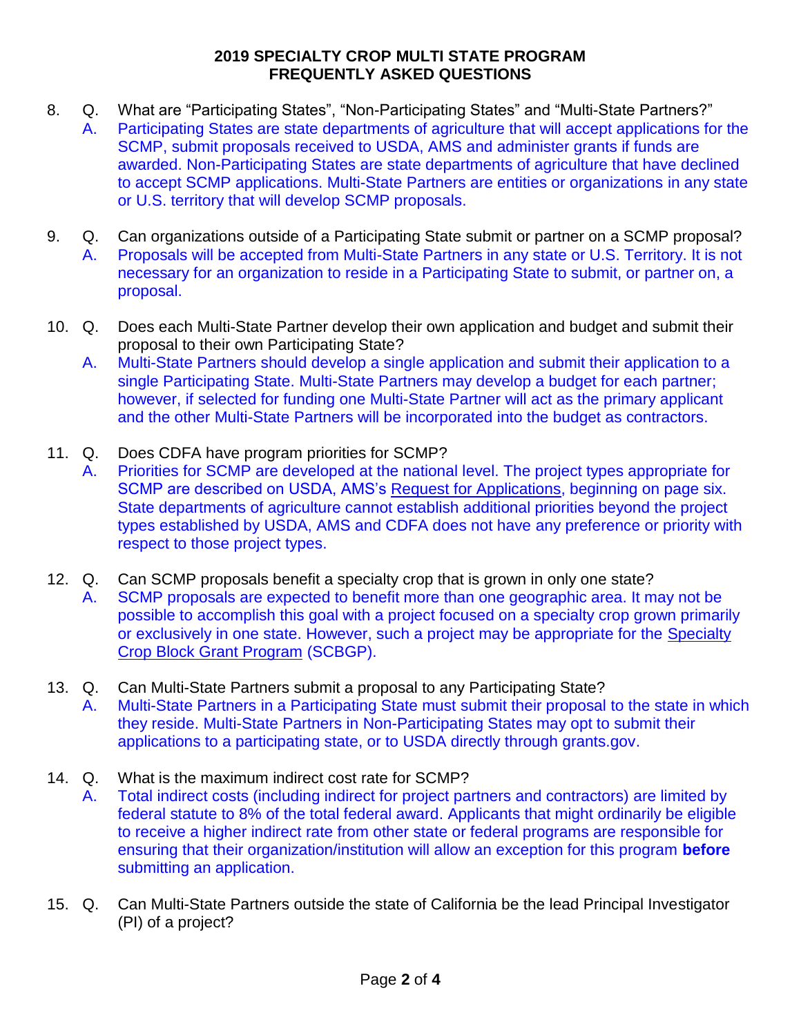**2019 SPECIALTY CROP MULTI STATE PROGRAM**
**FREQUENTLY ASKED QUESTIONS**

8. Q. What are "Participating States", "Non-Participating States" and "Multi-State Partners?"
   A. Participating States are state departments of agriculture that will accept applications for the SCMP, submit proposals received to USDA, AMS and administer grants if funds are awarded. Non-Participating States are state departments of agriculture that have declined to accept SCMP applications. Multi-State Partners are entities or organizations in any state or U.S. territory that will develop SCMP proposals.

9. Q. Can organizations outside of a Participating State submit or partner on a SCMP proposal?
   A. Proposals will be accepted from Multi-State Partners in any state or U.S. Territory. It is not necessary for an organization to reside in a Participating State to submit, or partner on, a proposal.

10. Q. Does each Multi-State Partner develop their own application and budget and submit their proposal to their own Participating State?
    A. Multi-State Partners should develop a single application and submit their application to a single Participating State. Multi-State Partners may develop a budget for each partner; however, if selected for funding one Multi-State Partner will act as the primary applicant and the other Multi-State Partners will be incorporated into the budget as contractors.

11. Q. Does CDFA have program priorities for SCMP?
    A. Priorities for SCMP are developed at the national level. The project types appropriate for SCMP are described on USDA, AMS's Request for Applications, beginning on page six. State departments of agriculture cannot establish additional priorities beyond the project types established by USDA, AMS and CDFA does not have any preference or priority with respect to those project types.

12. Q. Can SCMP proposals benefit a specialty crop that is grown in only one state?
    A. SCMP proposals are expected to benefit more than one geographic area. It may not be possible to accomplish this goal with a project focused on a specialty crop grown primarily or exclusively in one state. However, such a project may be appropriate for the Specialty Crop Block Grant Program (SCBGP).

13. Q. Can Multi-State Partners submit a proposal to any Participating State?
    A. Multi-State Partners in a Participating State must submit their proposal to the state in which they reside. Multi-State Partners in Non-Participating States may opt to submit their applications to a participating state, or to USDA directly through grants.gov.

14. Q. What is the maximum indirect cost rate for SCMP?
    A. Total indirect costs (including indirect for project partners and contractors) are limited by federal statute to 8% of the total federal award. Applicants that might ordinarily be eligible to receive a higher indirect rate from other state or federal programs are responsible for ensuring that their organization/institution will allow an exception for this program **before** submitting an application.

15. Q. Can Multi-State Partners outside the state of California be the lead Principal Investigator (PI) of a project?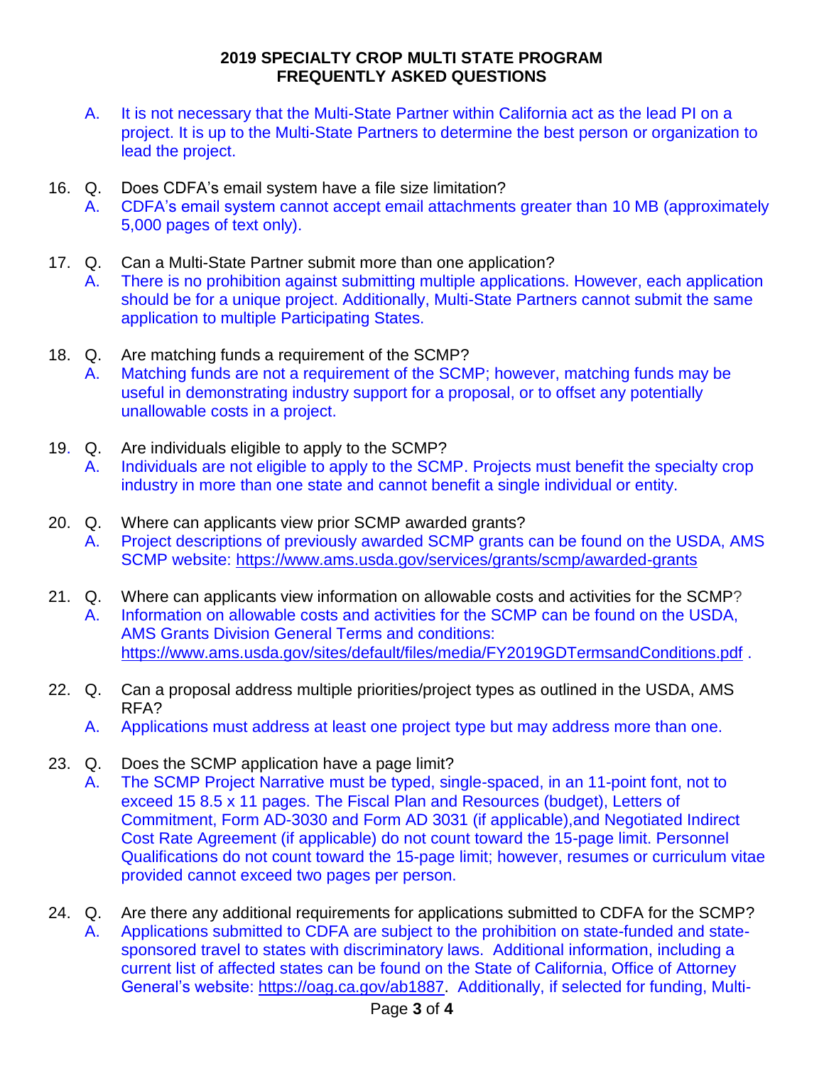# 2019 SPECIALTY CROP MULTI STATE PROGRAM FREQUENTLY ASKED QUESTIONS

A. It is not necessary that the Multi-State Partner within California act as the lead PI on a project. It is up to the Multi-State Partners to determine the best person or organization to lead the project.

16. Q. Does CDFA's email system have a file size limitation?

    A. CDFA's email system cannot accept email attachments greater than 10 MB (approximately 5,000 pages of text only).

17. Q. Can a Multi-State Partner submit more than one application?

    A. There is no prohibition against submitting multiple applications. However, each application should be for a unique project. Additionally, Multi-State Partners cannot submit the same application to multiple Participating States.

18. Q. Are matching funds a requirement of the SCMP?

    A. Matching funds are not a requirement of the SCMP; however, matching funds may be useful in demonstrating industry support for a proposal, or to offset any potentially unallowable costs in a project.

19. Q. Are individuals eligible to apply to the SCMP?

    A. Individuals are not eligible to apply to the SCMP. Projects must benefit the specialty crop industry in more than one state and cannot benefit a single individual or entity.

20. Q. Where can applicants view prior SCMP awarded grants?

    A. Project descriptions of previously awarded SCMP grants can be found on the USDA, AMS SCMP website: https://www.ams.usda.gov/services/grants/scmp/awarded-grants

21. Q. Where can applicants view information on allowable costs and activities for the SCMP?

    A. Information on allowable costs and activities for the SCMP can be found on the USDA, AMS Grants Division General Terms and conditions: https://www.ams.usda.gov/sites/default/files/media/FY2019GDTermsandConditions.pdf .

22. Q. Can a proposal address multiple priorities/project types as outlined in the USDA, AMS RFA?

    A. Applications must address at least one project type but may address more than one.

23. Q. Does the SCMP application have a page limit?

    A. The SCMP Project Narrative must be typed, single-spaced, in an 11-point font, not to exceed 15 8.5 x 11 pages. The Fiscal Plan and Resources (budget), Letters of Commitment, Form AD-3030 and Form AD 3031 (if applicable),and Negotiated Indirect Cost Rate Agreement (if applicable) do not count toward the 15-page limit. Personnel Qualifications do not count toward the 15-page limit; however, resumes or curriculum vitae provided cannot exceed two pages per person.

24. Q. Are there any additional requirements for applications submitted to CDFA for the SCMP?

    A. Applications submitted to CDFA are subject to the prohibition on state-funded and state-sponsored travel to states with discriminatory laws. Additional information, including a current list of affected states can be found on the State of California, Office of Attorney General's website: https://oag.ca.gov/ab1887. Additionally, if selected for funding, Multi-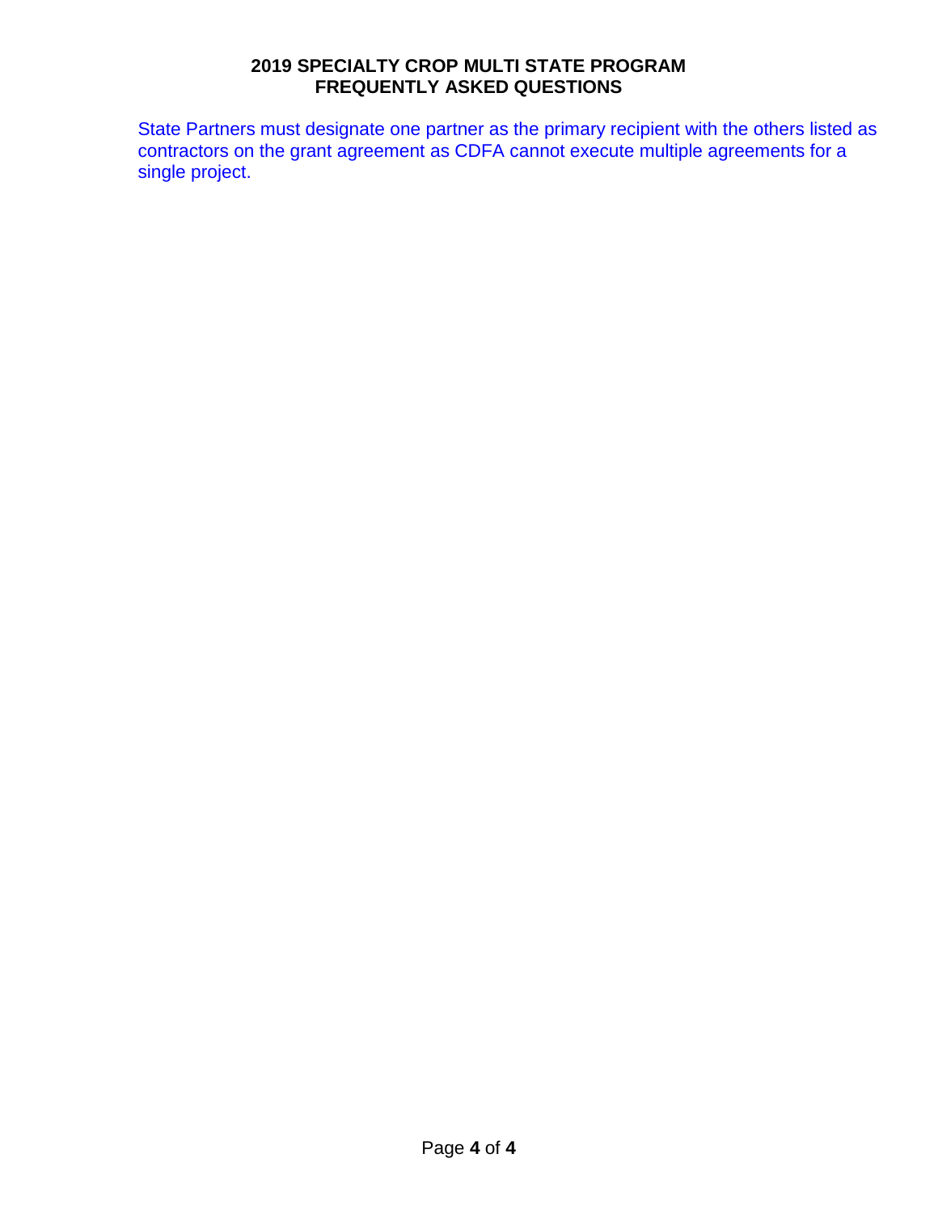State Partners must designate one partner as the primary recipient with the others listed as contractors on the grant agreement as CDFA cannot execute multiple agreements for a single project.